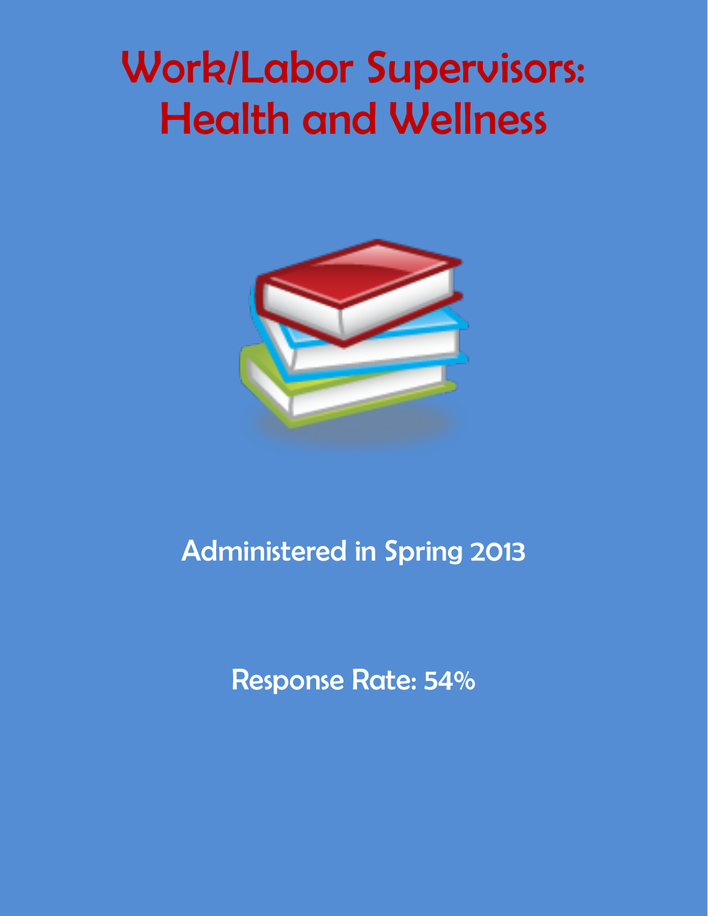# Work/Labor Supervisors: Health and Wellness

Administered in Spring 2013

Response Rate: 54%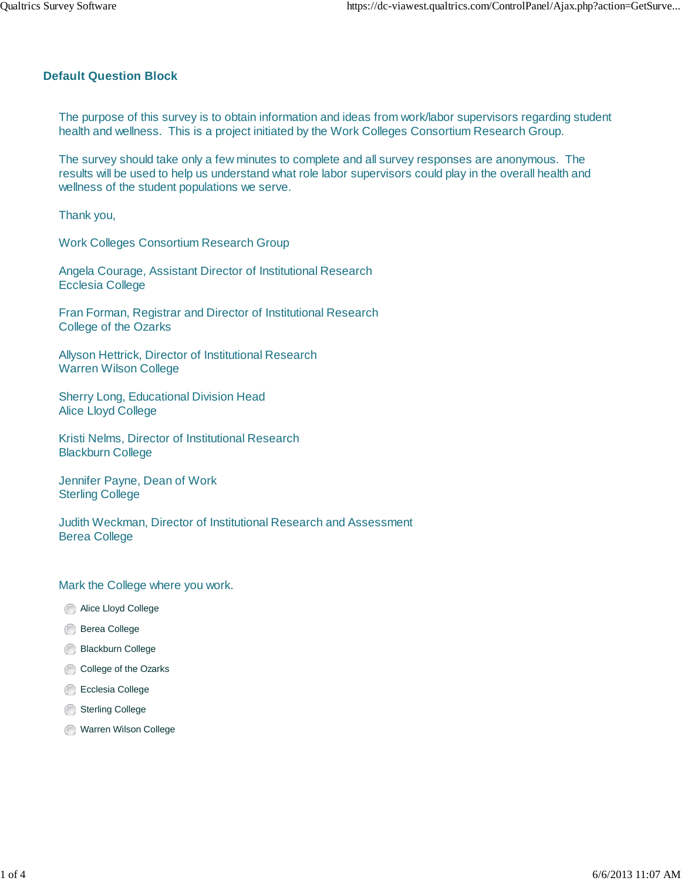## Default Question Block

The purpose of this survey is to obtain information and ideas from work/labor supervisors regarding student health and wellness. This is a project initiated by the Work Colleges Consortium Research Group.

The survey should take only a few minutes to complete and all survey responses are anonymous. The results will be used to help us understand what role labor supervisors could play in the overall health and wellness of the student populations we serve.

Thank you,

Work Colleges Consortium Research Group

Angela Courage, Assistant Director of Institutional Research
Ecclesia College

Fran Forman, Registrar and Director of Institutional Research
College of the Ozarks

Allyson Hettrick, Director of Institutional Research
Warren Wilson College

Sherry Long, Educational Division Head
Alice Lloyd College

Kristi Nelms, Director of Institutional Research
Blackburn College

Jennifer Payne, Dean of Work
Sterling College

Judith Weckman, Director of Institutional Research and Assessment
Berea College

Mark the College where you work.

- Alice Lloyd College
- Berea College
- Blackburn College
- College of the Ozarks
- Ecclesia College
- Sterling College
- Warren Wilson College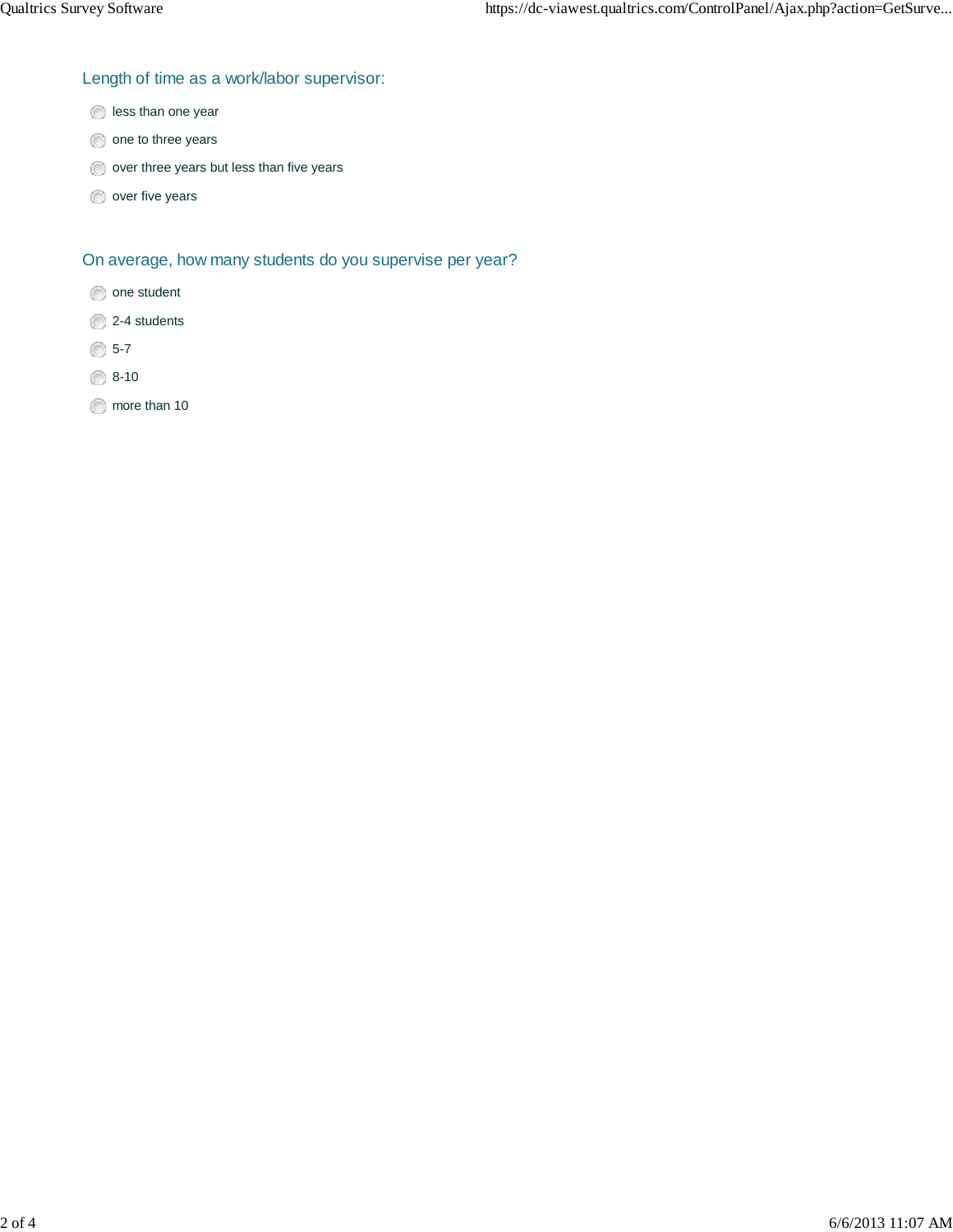Length of time as a work/labor supervisor:

- less than one year
- one to three years
- over three years but less than five years
- over five years

On average, how many students do you supervise per year?

- one student
- 2-4 students
- 5-7
- 8-10
- more than 10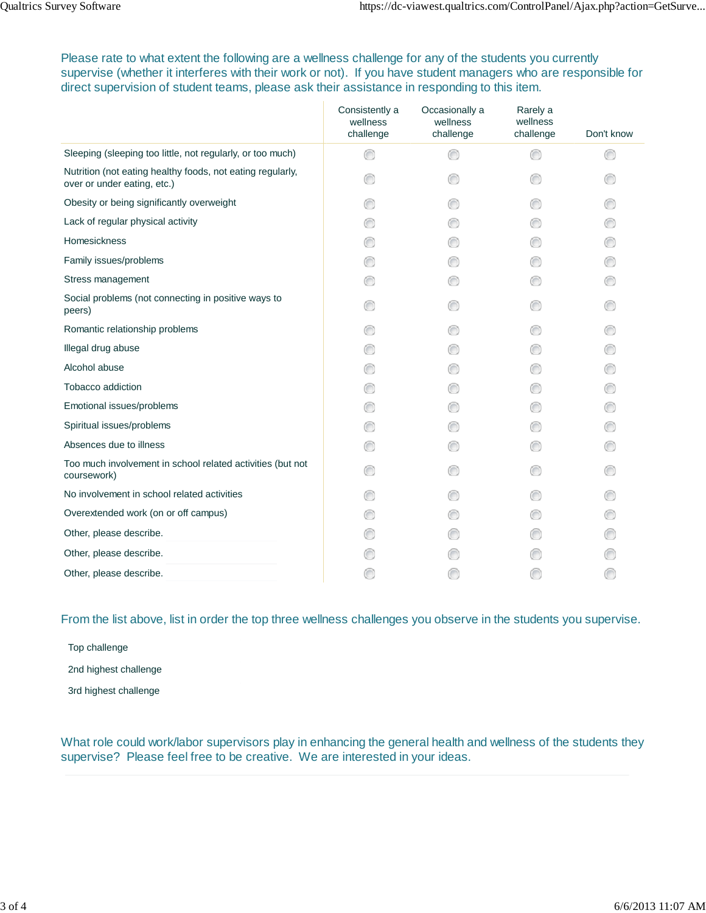Please rate to what extent the following are a wellness challenge for any of the students you currently supervise (whether it interferes with their work or not). If you have student managers who are responsible for direct supervision of student teams, please ask their assistance in responding to this item.

| | Consistently a wellness challenge | Occasionally a wellness challenge | Rarely a wellness challenge | Don't know |
|---|---|---|---|---|
| Sleeping (sleeping too little, not regularly, or too much) | ○ | ○ | ○ | ○ |
| Nutrition (not eating healthy foods, not eating regularly, over or under eating, etc.) | ○ | ○ | ○ | ○ |
| Obesity or being significantly overweight | ○ | ○ | ○ | ○ |
| Lack of regular physical activity | ○ | ○ | ○ | ○ |
| Homesickness | ○ | ○ | ○ | ○ |
| Family issues/problems | ○ | ○ | ○ | ○ |
| Stress management | ○ | ○ | ○ | ○ |
| Social problems (not connecting in positive ways to peers) | ○ | ○ | ○ | ○ |
| Romantic relationship problems | ○ | ○ | ○ | ○ |
| Illegal drug abuse | ○ | ○ | ○ | ○ |
| Alcohol abuse | ○ | ○ | ○ | ○ |
| Tobacco addiction | ○ | ○ | ○ | ○ |
| Emotional issues/problems | ○ | ○ | ○ | ○ |
| Spiritual issues/problems | ○ | ○ | ○ | ○ |
| Absences due to illness | ○ | ○ | ○ | ○ |
| Too much involvement in school related activities (but not coursework) | ○ | ○ | ○ | ○ |
| No involvement in school related activities | ○ | ○ | ○ | ○ |
| Overextended work (on or off campus) | ○ | ○ | ○ | ○ |
| Other, please describe. | ○ | ○ | ○ | ○ |
| Other, please describe. | ○ | ○ | ○ | ○ |
| Other, please describe. | ○ | ○ | ○ | ○ |

From the list above, list in order the top three wellness challenges you observe in the students you supervise.

Top challenge

2nd highest challenge

3rd highest challenge

What role could work/labor supervisors play in enhancing the general health and wellness of the students they supervise? Please feel free to be creative. We are interested in your ideas.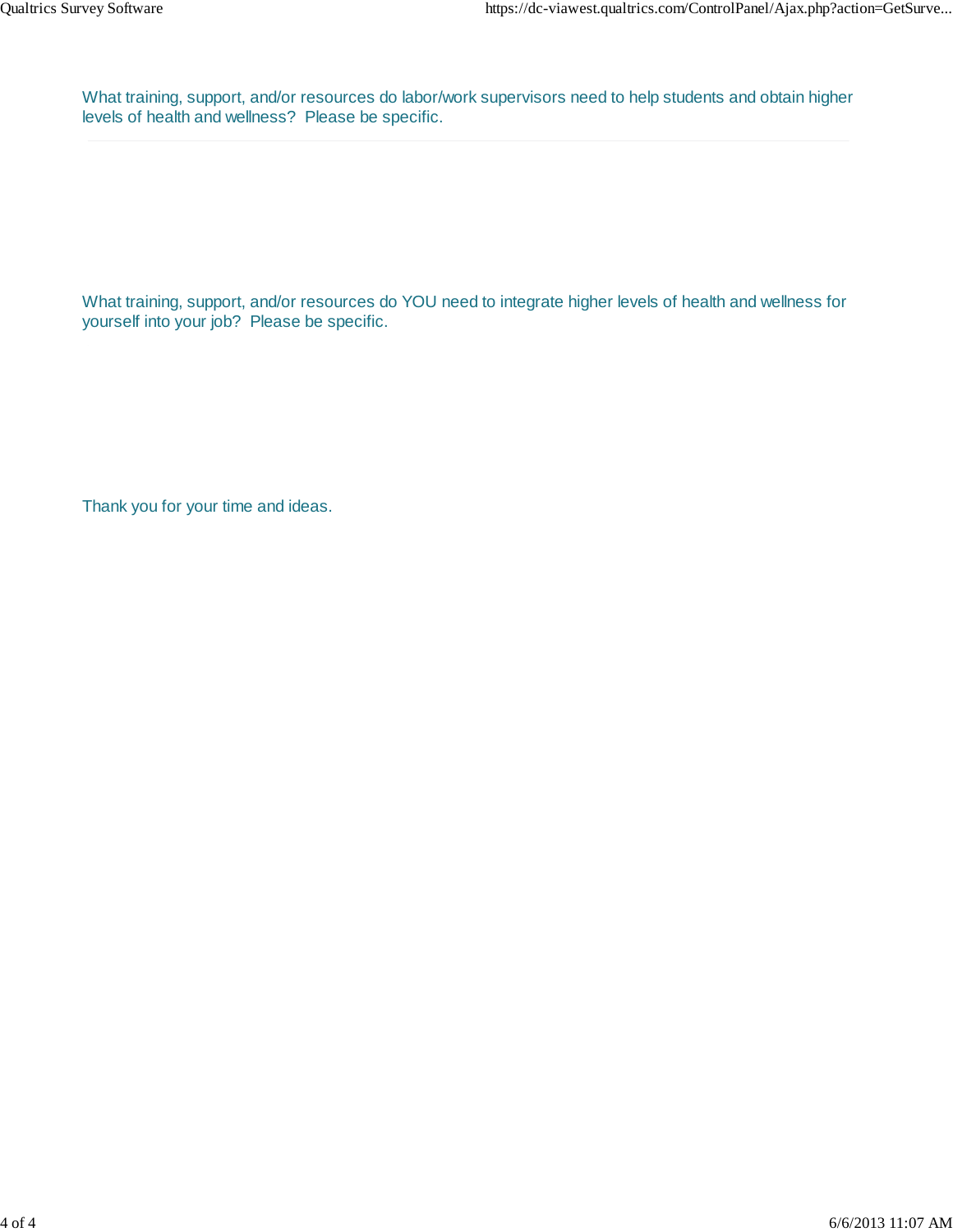What training, support, and/or resources do labor/work supervisors need to help students and obtain higher levels of health and wellness? Please be specific.

What training, support, and/or resources do YOU need to integrate higher levels of health and wellness for yourself into your job? Please be specific.

Thank you for your time and ideas.